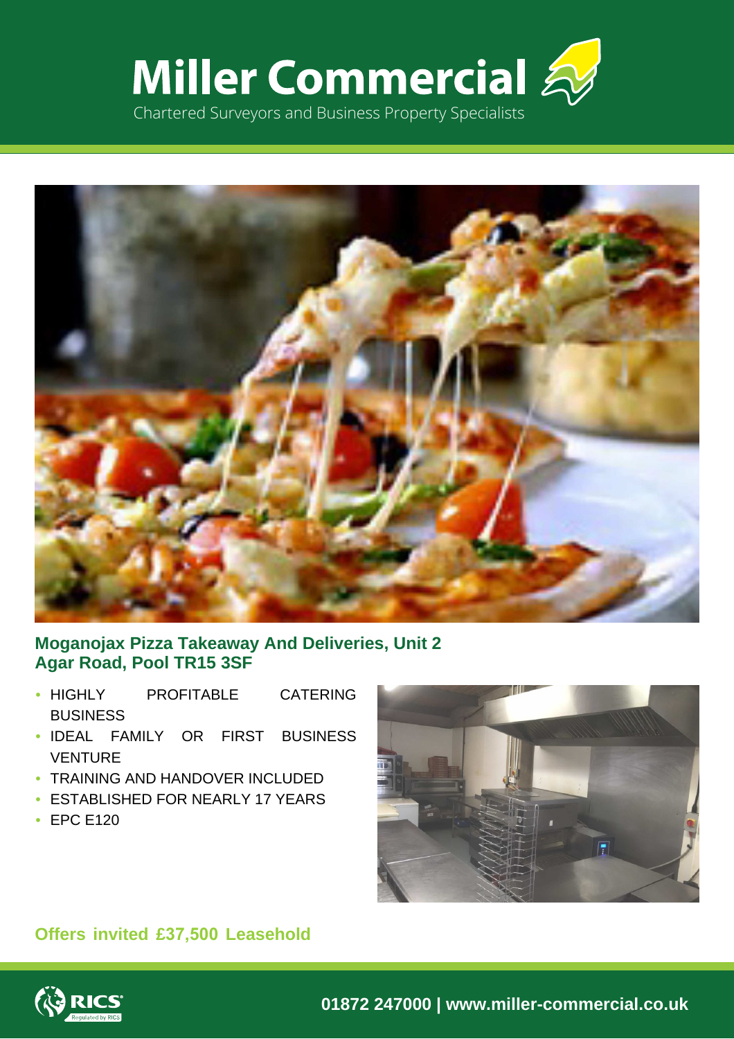# Miller Commercial

Chartered Surveyors and Business Property Specialists

## Moganojax Pizza Takeaway And Deliveries, Unit 2 Agar Road, Pool TR15 3SF

- HIGHLY PROFITABLE CATERING BUSINESS
- IDEAL FAMILY OR FIRST BUSINESS VENTURE
- TRAINING AND HANDOVER INCLUDED
- ESTABLISHED FOR NEARLY 17 YEARS
- EPC E120

**Offers invited £37,500 Leasehold**

RICS Regulated by RICS

**01872 247000 | www.miller-commercial.co.uk**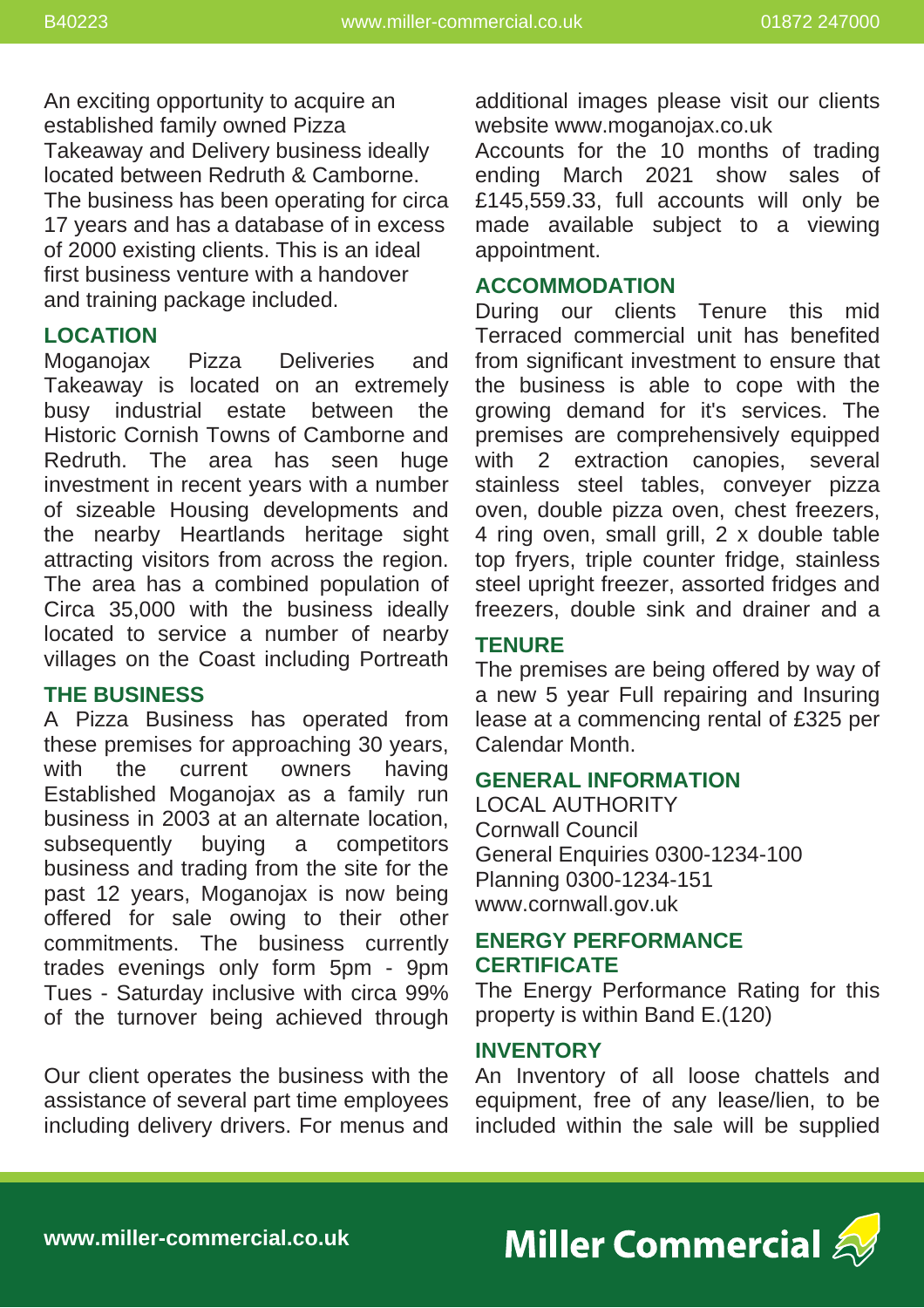An exciting opportunity to acquire an established family owned Pizza Takeaway and Delivery business ideally located between Redruth & Camborne. The business has been operating for circa 17 years and has a database of in excess of 2000 existing clients. This is an ideal first business venture with a handover and training package included.

## LOCATION

Moganojax Pizza Deliveries and Takeaway is located on an extremely busy industrial estate between the Historic Cornish Towns of Camborne and Redruth. The area has seen huge investment in recent years with a number of sizeable Housing developments and the nearby Heartlands heritage sight attracting visitors from across the region. The area has a combined population of Circa 35,000 with the business ideally located to service a number of nearby villages on the Coast including Portreath

## THE BUSINESS

A Pizza Business has operated from these premises for approaching 30 years, with the current owners having Established Moganojax as a family run business in 2003 at an alternate location, subsequently buying a competitors business and trading from the site for the past 12 years, Moganojax is now being offered for sale owing to their other commitments. The business currently trades evenings only form 5pm - 9pm Tues - Saturday inclusive with circa 99% of the turnover being achieved through

Our client operates the business with the assistance of several part time employees including delivery drivers. For menus and additional images please visit our clients website www.moganojax.co.uk

Accounts for the 10 months of trading ending March 2021 show sales of £145,559.33, full accounts will only be made available subject to a viewing appointment.

## ACCOMMODATION

During our clients Tenure this mid Terraced commercial unit has benefited from significant investment to ensure that the business is able to cope with the growing demand for it's services. The premises are comprehensively equipped with 2 extraction canopies, several stainless steel tables, conveyer pizza oven, double pizza oven, chest freezers, 4 ring oven, small grill, 2 x double table top fryers, triple counter fridge, stainless steel upright freezer, assorted fridges and freezers, double sink and drainer and a

## TENURE

The premises are being offered by way of a new 5 year Full repairing and Insuring lease at a commencing rental of £325 per Calendar Month.

## GENERAL INFORMATION

LOCAL AUTHORITY
Cornwall Council
General Enquiries 0300-1234-100
Planning 0300-1234-151
www.cornwall.gov.uk

## ENERGY PERFORMANCE CERTIFICATE

The Energy Performance Rating for this property is within Band E.(120)

## INVENTORY

An Inventory of all loose chattels and equipment, free of any lease/lien, to be included within the sale will be supplied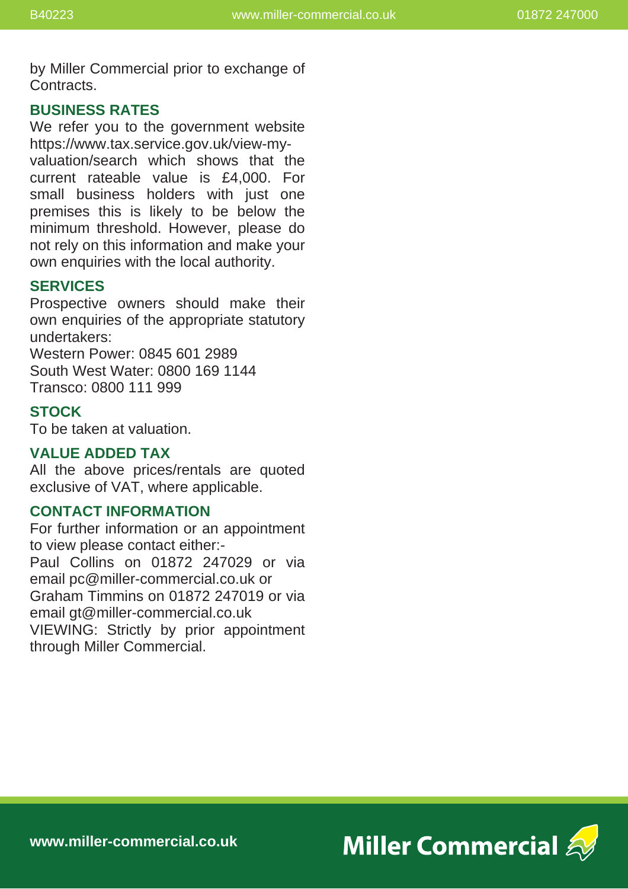by Miller Commercial prior to exchange of Contracts.

## BUSINESS RATES

We refer you to the government website https://www.tax.service.gov.uk/view-my-valuation/search which shows that the current rateable value is £4,000. For small business holders with just one premises this is likely to be below the minimum threshold. However, please do not rely on this information and make your own enquiries with the local authority.

## SERVICES

Prospective owners should make their own enquiries of the appropriate statutory undertakers:
Western Power: 0845 601 2989
South West Water: 0800 169 1144
Transco: 0800 111 999

## STOCK

To be taken at valuation.

## VALUE ADDED TAX

All the above prices/rentals are quoted exclusive of VAT, where applicable.

## CONTACT INFORMATION

For further information or an appointment to view please contact either:-
Paul Collins on 01872 247029 or via email pc@miller-commercial.co.uk or
Graham Timmins on 01872 247019 or via email gt@miller-commercial.co.uk
VIEWING: Strictly by prior appointment through Miller Commercial.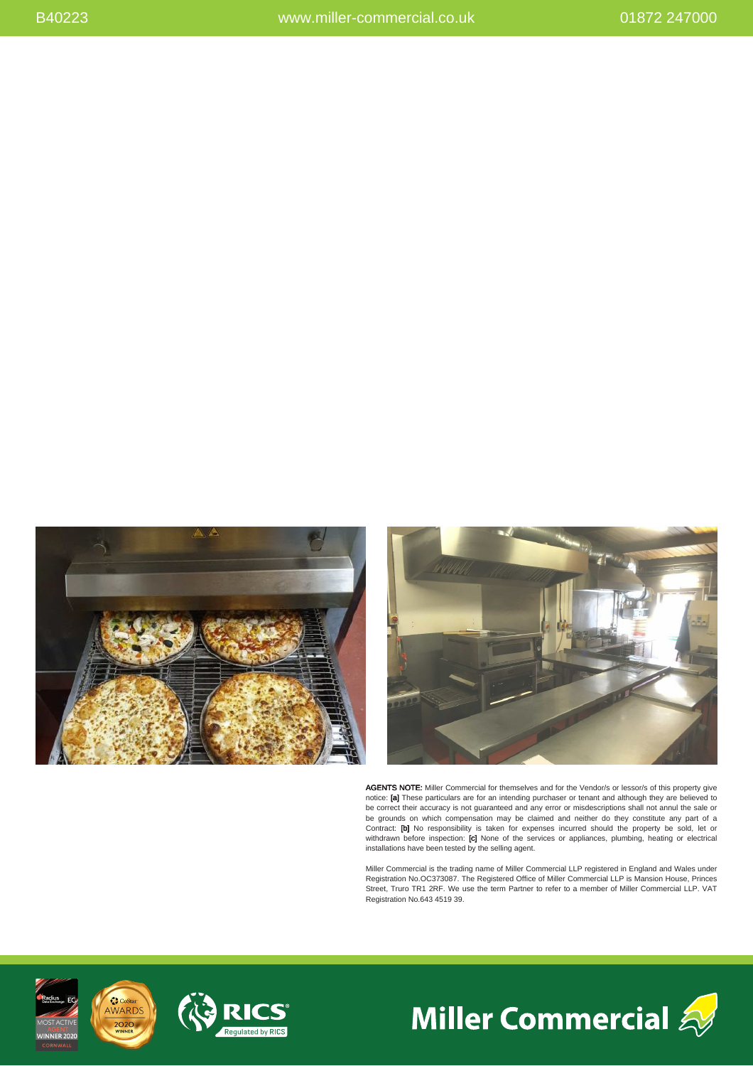**AGENTS NOTE:** Miller Commercial for themselves and for the Vendor/s or lessor/s of this property give notice: **[a]** These particulars are for an intending purchaser or tenant and although they are believed to be correct their accuracy is not guaranteed and any error or misdescriptions shall not annul the sale or be grounds on which compensation may be claimed and neither do they constitute any part of a Contract: **[b]** No responsibility is taken for expenses incurred should the property be sold, let or withdrawn before inspection: **[c]** None of the services or appliances, plumbing, heating or electrical installations have been tested by the selling agent.

Miller Commercial is the trading name of Miller Commercial LLP registered in England and Wales under Registration No.OC373087. The Registered Office of Miller Commercial LLP is Mansion House, Princes Street, Truro TR1 2RF. We use the term Partner to refer to a member of Miller Commercial LLP. VAT Registration No.643 4519 39.